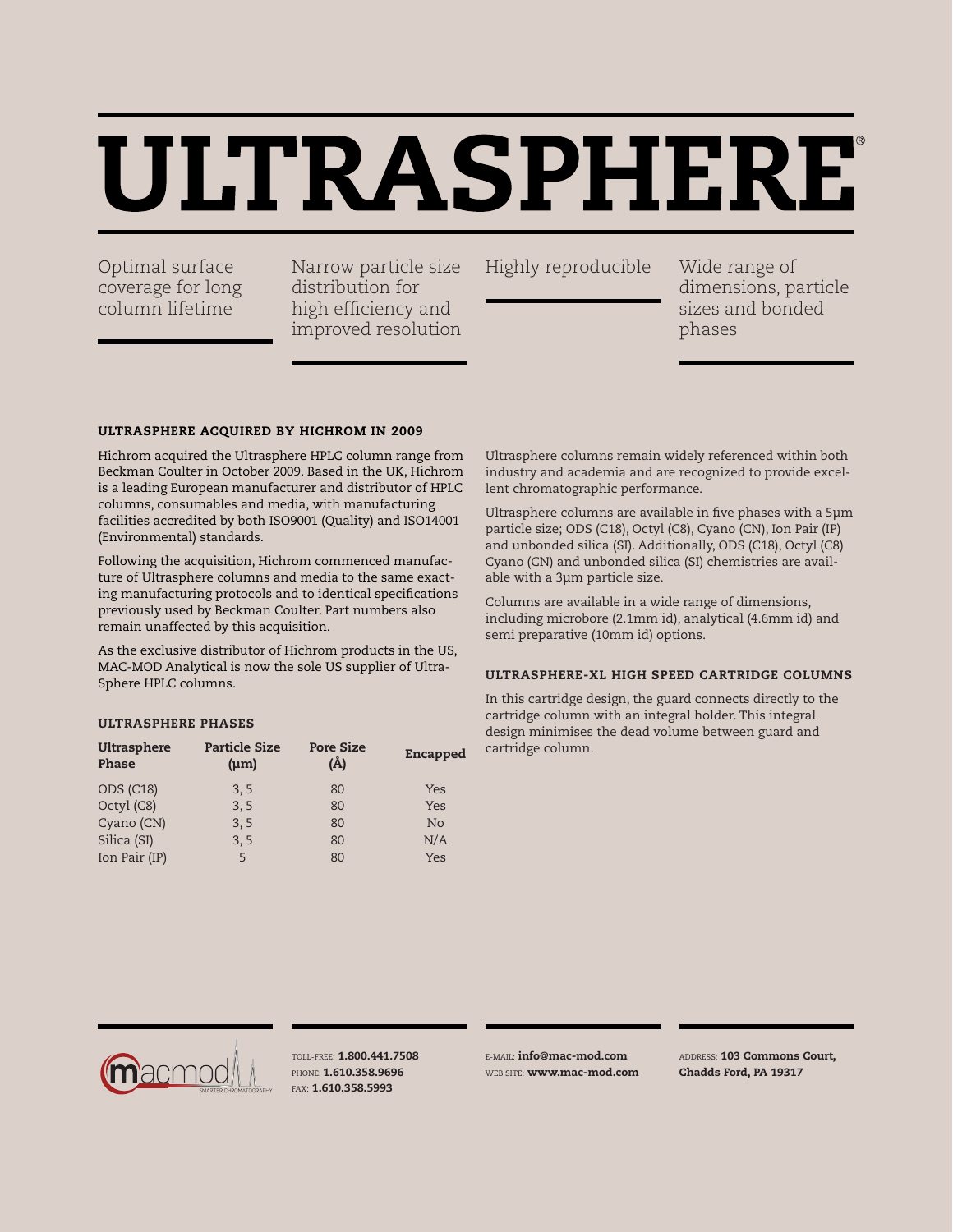# ULTRASPHERE®

Optimal surface coverage for long column lifetime

Narrow particle size distribution for high efficiency and improved resolution

Highly reproducible

Wide range of dimensions, particle sizes and bonded phases

## ULTRASPHERE ACQUIRED BY HICHROM IN 2009

Hichrom acquired the Ultrasphere HPLC column range from Beckman Coulter in October 2009. Based in the UK, Hichrom is a leading European manufacturer and distributor of HPLC columns, consumables and media, with manufacturing facilities accredited by both ISO9001 (Quality) and ISO14001 (Environmental) standards.

Following the acquisition, Hichrom commenced manufacture of Ultrasphere columns and media to the same exacting manufacturing protocols and to identical specifications previously used by Beckman Coulter. Part numbers also remain unaffected by this acquisition.

As the exclusive distributor of Hichrom products in the US, MAC-MOD Analytical is now the sole US supplier of Ultra-Sphere HPLC columns.

## ULTRASPHERE PHASES

| Ultrasphere Phase | Particle Size (µm) | Pore Size (Å) | Encapped |
|---|---|---|---|
| ODS (C18) | 3, 5 | 80 | Yes |
| Octyl (C8) | 3, 5 | 80 | Yes |
| Cyano (CN) | 3, 5 | 80 | No |
| Silica (SI) | 3, 5 | 80 | N/A |
| Ion Pair (IP) | 5 | 80 | Yes |

Ultrasphere columns remain widely referenced within both industry and academia and are recognized to provide excellent chromatographic performance.

Ultrasphere columns are available in five phases with a 5µm particle size; ODS (C18), Octyl (C8), Cyano (CN), Ion Pair (IP) and unbonded silica (SI). Additionally, ODS (C18), Octyl (C8) Cyano (CN) and unbonded silica (SI) chemistries are available with a 3µm particle size.

Columns are available in a wide range of dimensions, including microbore (2.1mm id), analytical (4.6mm id) and semi preparative (10mm id) options.

## ULTRASPHERE-XL HIGH SPEED CARTRIDGE COLUMNS

In this cartridge design, the guard connects directly to the cartridge column with an integral holder. This integral design minimises the dead volume between guard and cartridge column.

macmod SMARTER CHROMATOGRAPHY

TOLL-FREE: **1.800.441.7508**
PHONE: **1.610.358.9696**
FAX: **1.610.358.5993**

E-MAIL: **info@mac-mod.com**
WEB SITE: **www.mac-mod.com**

ADDRESS: **103 Commons Court, Chadds Ford, PA 19317**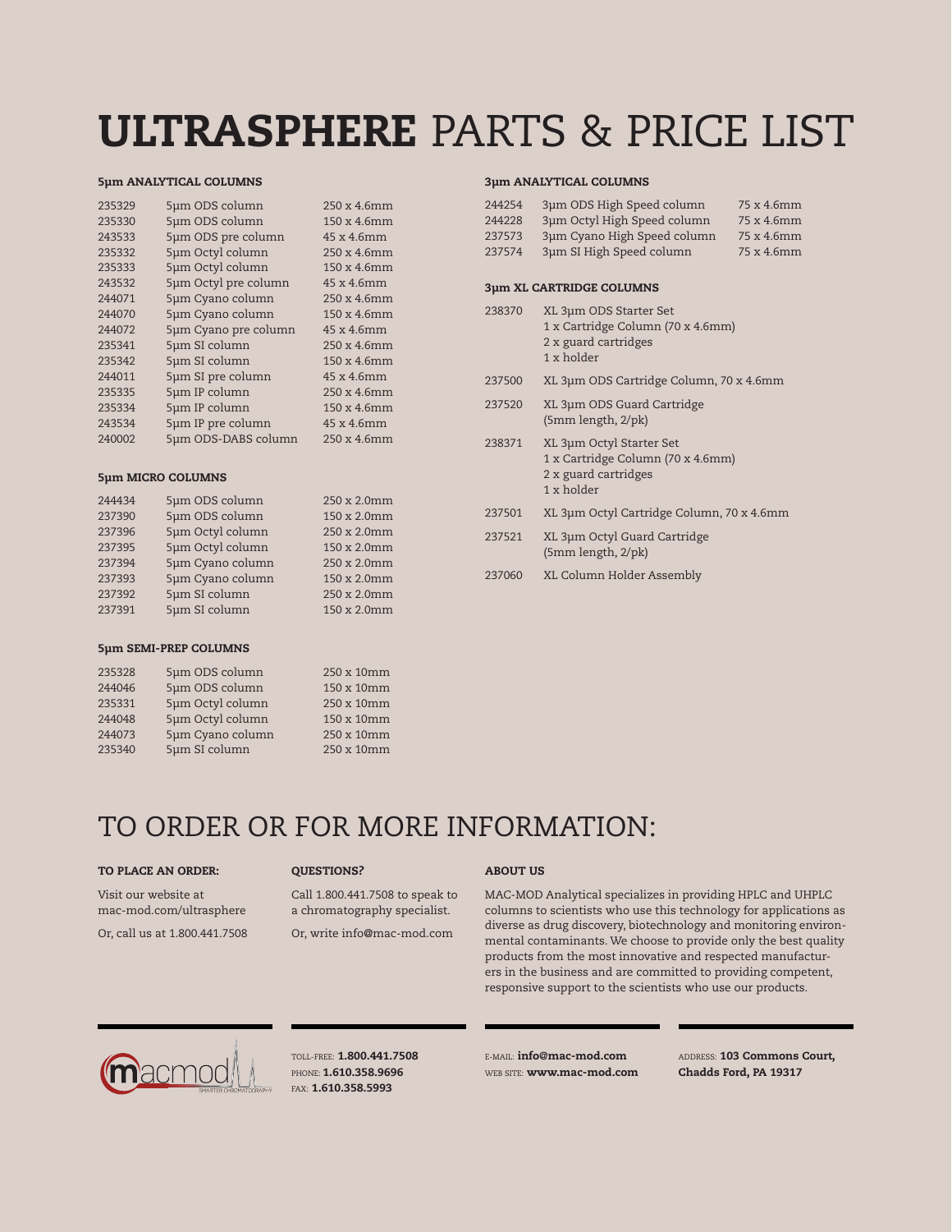# **ULTRASPHERE** PARTS & PRICE LIST

### 5μm ANALYTICAL COLUMNS

| | | |
|---|---|---|
| 235329 | 5μm ODS column | 250 x 4.6mm |
| 235330 | 5μm ODS column | 150 x 4.6mm |
| 243533 | 5μm ODS pre column | 45 x 4.6mm |
| 235332 | 5μm Octyl column | 250 x 4.6mm |
| 235333 | 5μm Octyl column | 150 x 4.6mm |
| 243532 | 5μm Octyl pre column | 45 x 4.6mm |
| 244071 | 5μm Cyano column | 250 x 4.6mm |
| 244070 | 5μm Cyano column | 150 x 4.6mm |
| 244072 | 5μm Cyano pre column | 45 x 4.6mm |
| 235341 | 5μm SI column | 250 x 4.6mm |
| 235342 | 5μm SI column | 150 x 4.6mm |
| 244011 | 5μm SI pre column | 45 x 4.6mm |
| 235335 | 5μm IP column | 250 x 4.6mm |
| 235334 | 5μm IP column | 150 x 4.6mm |
| 243534 | 5μm IP pre column | 45 x 4.6mm |
| 240002 | 5μm ODS-DABS column | 250 x 4.6mm |

### 5μm MICRO COLUMNS

| | | |
|---|---|---|
| 244434 | 5μm ODS column | 250 x 2.0mm |
| 237390 | 5μm ODS column | 150 x 2.0mm |
| 237396 | 5μm Octyl column | 250 x 2.0mm |
| 237395 | 5μm Octyl column | 150 x 2.0mm |
| 237394 | 5μm Cyano column | 250 x 2.0mm |
| 237393 | 5μm Cyano column | 150 x 2.0mm |
| 237392 | 5μm SI column | 250 x 2.0mm |
| 237391 | 5μm SI column | 150 x 2.0mm |

### 5μm SEMI-PREP COLUMNS

| | | |
|---|---|---|
| 235328 | 5μm ODS column | 250 x 10mm |
| 244046 | 5μm ODS column | 150 x 10mm |
| 235331 | 5μm Octyl column | 250 x 10mm |
| 244048 | 5μm Octyl column | 150 x 10mm |
| 244073 | 5μm Cyano column | 250 x 10mm |
| 235340 | 5μm SI column | 250 x 10mm |

### 3μm ANALYTICAL COLUMNS

| | | |
|---|---|---|
| 244254 | 3μm ODS High Speed column | 75 x 4.6mm |
| 244228 | 3μm Octyl High Speed column | 75 x 4.6mm |
| 237573 | 3μm Cyano High Speed column | 75 x 4.6mm |
| 237574 | 3μm SI High Speed column | 75 x 4.6mm |

### 3μm XL CARTRIDGE COLUMNS

| | |
|---|---|
| 238370 | XL 3μm ODS Starter Set<br>1 x Cartridge Column (70 x 4.6mm)<br>2 x guard cartridges<br>1 x holder |
| 237500 | XL 3μm ODS Cartridge Column, 70 x 4.6mm |
| 237520 | XL 3μm ODS Guard Cartridge<br>(5mm length, 2/pk) |
| 238371 | XL 3μm Octyl Starter Set<br>1 x Cartridge Column (70 x 4.6mm)<br>2 x guard cartridges<br>1 x holder |
| 237501 | XL 3μm Octyl Cartridge Column, 70 x 4.6mm |
| 237521 | XL 3μm Octyl Guard Cartridge<br>(5mm length, 2/pk) |
| 237060 | XL Column Holder Assembly |

## TO ORDER OR FOR MORE INFORMATION:

### TO PLACE AN ORDER:

Visit our website at mac-mod.com/ultrasphere

Or, call us at 1.800.441.7508

### QUESTIONS?

Call 1.800.441.7508 to speak to a chromatography specialist.

Or, write info@mac-mod.com

### ABOUT US

MAC-MOD Analytical specializes in providing HPLC and UHPLC columns to scientists who use this technology for applications as diverse as drug discovery, biotechnology and monitoring environmental contaminants. We choose to provide only the best quality products from the most innovative and respected manufacturers in the business and are committed to providing competent, responsive support to the scientists who use our products.

macmod SMARTER CHROMATOGRAPHY

TOLL-FREE: **1.800.441.7508**
PHONE: **1.610.358.9696**
FAX: **1.610.358.5993**

E-MAIL: **info@mac-mod.com**
WEB SITE: **www.mac-mod.com**

ADDRESS: **103 Commons Court, Chadds Ford, PA 19317**